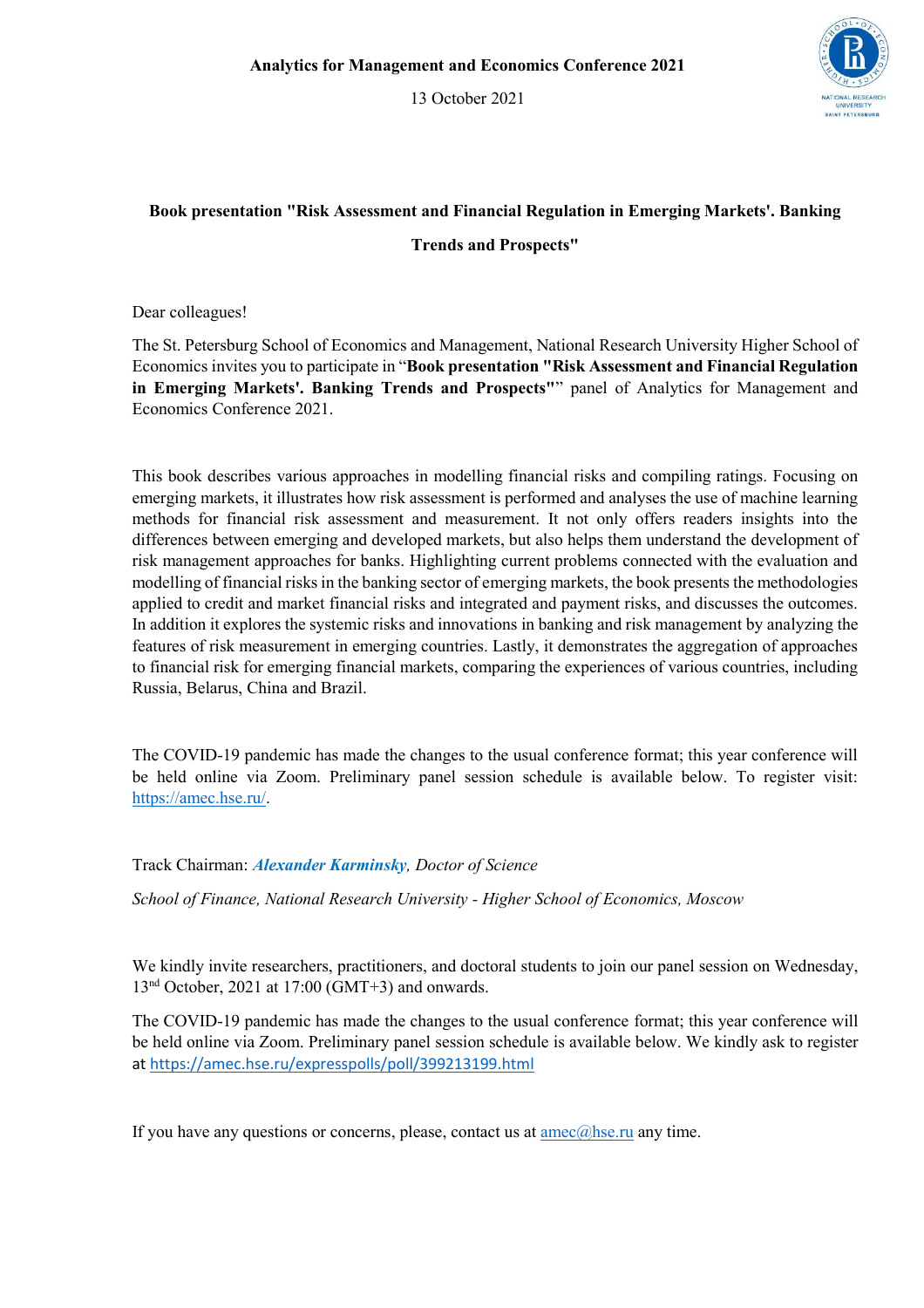**Analytics for Management and Economics Conference 2021**

13 October 2021

## Book presentation "Risk Assessment and Financial Regulation in Emerging Markets'. Banking Trends and Prospects"

Dear colleagues!

The St. Petersburg School of Economics and Management, National Research University Higher School of Economics invites you to participate in "**Book presentation "Risk Assessment and Financial Regulation in Emerging Markets'. Banking Trends and Prospects"**" panel of Analytics for Management and Economics Conference 2021.

This book describes various approaches in modelling financial risks and compiling ratings. Focusing on emerging markets, it illustrates how risk assessment is performed and analyses the use of machine learning methods for financial risk assessment and measurement. It not only offers readers insights into the differences between emerging and developed markets, but also helps them understand the development of risk management approaches for banks. Highlighting current problems connected with the evaluation and modelling of financial risks in the banking sector of emerging markets, the book presents the methodologies applied to credit and market financial risks and integrated and payment risks, and discusses the outcomes. In addition it explores the systemic risks and innovations in banking and risk management by analyzing the features of risk measurement in emerging countries. Lastly, it demonstrates the aggregation of approaches to financial risk for emerging financial markets, comparing the experiences of various countries, including Russia, Belarus, China and Brazil.

The COVID-19 pandemic has made the changes to the usual conference format; this year conference will be held online via Zoom. Preliminary panel session schedule is available below. To register visit: https://amec.hse.ru/.

Track Chairman: ***Alexander Karminsky***, *Doctor of Science*

*School of Finance, National Research University - Higher School of Economics, Moscow*

We kindly invite researchers, practitioners, and doctoral students to join our panel session on Wednesday, 13nd October, 2021 at 17:00 (GMT+3) and onwards.

The COVID-19 pandemic has made the changes to the usual conference format; this year conference will be held online via Zoom. Preliminary panel session schedule is available below. We kindly ask to register at https://amec.hse.ru/expresspolls/poll/399213199.html

If you have any questions or concerns, please, contact us at amec@hse.ru any time.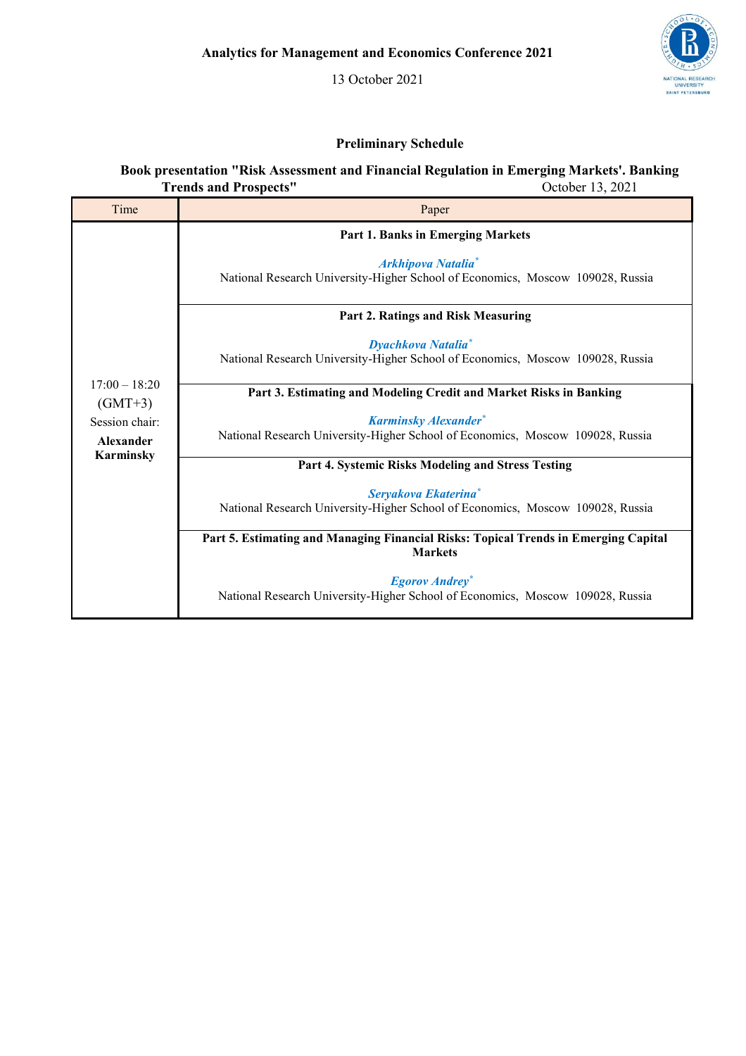**Analytics for Management and Economics Conference 2021**

13 October 2021

## Preliminary Schedule

**Book presentation "Risk Assessment and Financial Regulation in Emerging Markets'. Banking Trends and Prospects"** October 13, 2021

| Time | Paper |
|---|---|
| 17:00 – 18:20 (GMT+3) Session chair: **Alexander Karminsky** | **Part 1. Banks in Emerging Markets**<br><br>***Arkhipova Natalia****<br>National Research University-Higher School of Economics, Moscow 109028, Russia |
| | **Part 2. Ratings and Risk Measuring**<br><br>***Dyachkova Natalia****<br>National Research University-Higher School of Economics, Moscow 109028, Russia |
| | **Part 3. Estimating and Modeling Credit and Market Risks in Banking**<br><br>***Karminsky Alexander****<br>National Research University-Higher School of Economics, Moscow 109028, Russia |
| | **Part 4. Systemic Risks Modeling and Stress Testing**<br><br>***Seryakova Ekaterina****<br>National Research University-Higher School of Economics, Moscow 109028, Russia |
| | **Part 5. Estimating and Managing Financial Risks: Topical Trends in Emerging Capital Markets**<br><br>***Egorov Andrey****<br>National Research University-Higher School of Economics, Moscow 109028, Russia |